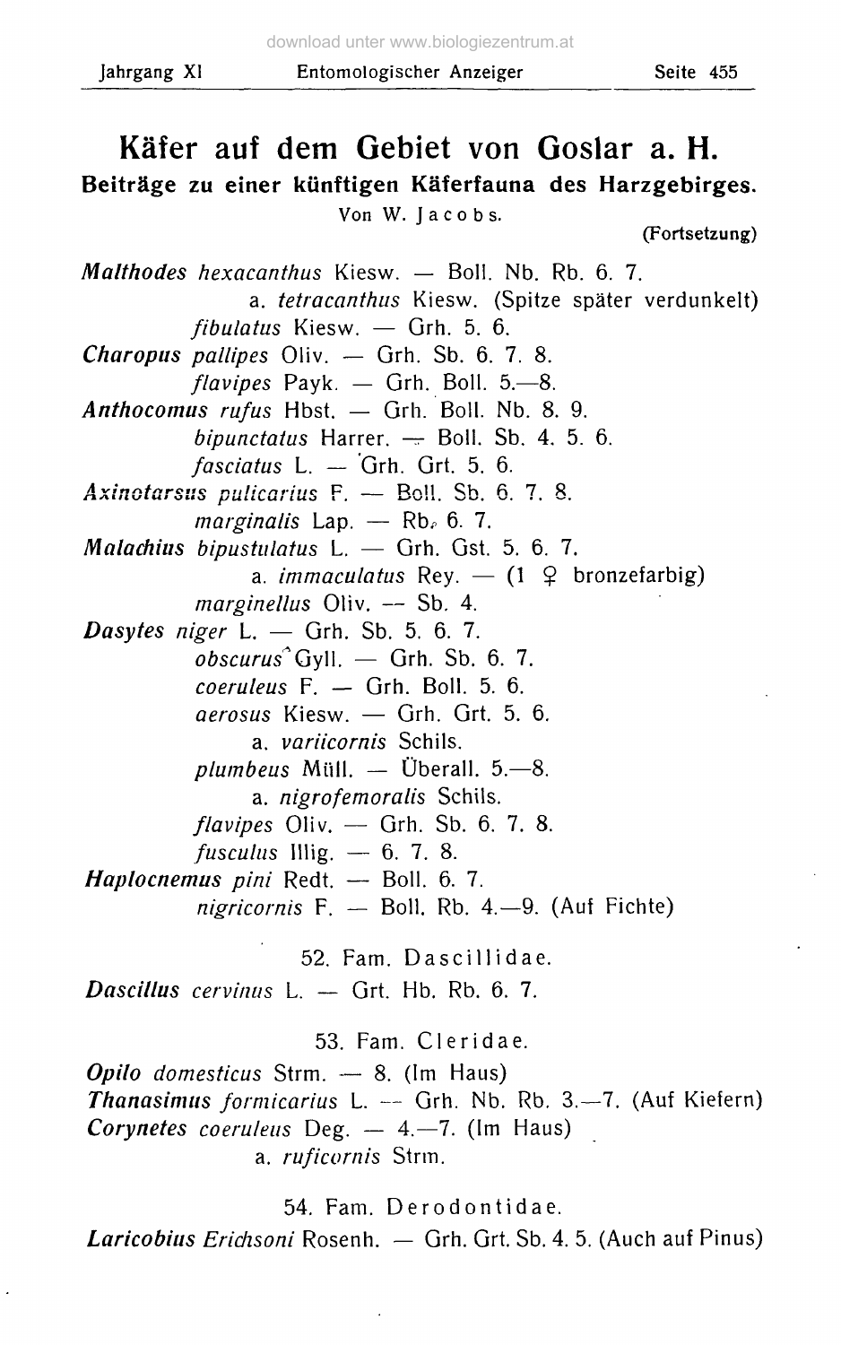# Käfer auf dem Gebiet von Goslar a. H.

## Beiträge zu einer künftigen Käferfauna des Harzgebirges.

Von W. Jacobs.

(Fortsetzung)

***Malthodes*** *hexacanthus* Kiesw. — Boll. Nb. Rb. 6. 7.
a. *tetracanthus* Kiesw. (Spitze später verdunkelt)
*fibulatus* Kiesw. — Grh. 5. 6.
***Charopus*** *pallipes* Oliv. — Grh. Sb. 6. 7. 8.
*flavipes* Payk. — Grh. Boll. 5.—8.
***Anthocomus*** *rufus* Hbst. — Grh. Boll. Nb. 8. 9.
*bipunctatus* Harrer. — Boll. Sb. 4. 5. 6.
*fasciatus* L. — Grh. Grt. 5. 6.
***Axinotarsus*** *pulicarius* F. — Boll. Sb. 6. 7. 8.
*marginalis* Lap. — Rb. 6. 7.
***Malachius*** *bipustulatus* L. — Grh. Gst. 5. 6. 7.
a. *immaculatus* Rey. — (1 ♀ bronzefarbig)
*marginellus* Oliv. — Sb. 4.
***Dasytes*** *niger* L. — Grh. Sb. 5. 6. 7.
*obscurus* Gyll. — Grh. Sb. 6. 7.
*coeruleus* F. — Grh. Boll. 5. 6.
*aerosus* Kiesw. — Grh. Grt. 5. 6.
a. *variicornis* Schils.
*plumbeus* Müll. — Überall. 5.—8.
a. *nigrofemoralis* Schils.
*flavipes* Oliv. — Grh. Sb. 6. 7. 8.
*fusculus* Illig. — 6. 7. 8.
***Haplocnemus*** *pini* Redt. — Boll. 6. 7.
*nigricornis* F. — Boll. Rb. 4.—9. (Auf Fichte)

### 52. Fam. Dascillidae.

***Dascillus*** *cervinus* L. — Grt. Hb. Rb. 6. 7.

### 53. Fam. Cleridae.

***Opilo*** *domesticus* Strm. — 8. (Im Haus)
***Thanasimus*** *formicarius* L. — Grh. Nb. Rb. 3.—7. (Auf Kiefern)
***Corynetes*** *coeruleus* Deg. — 4.—7. (Im Haus)
a. *ruficornis* Strm.

### 54. Fam. Derodontidae.

***Laricobius*** *Erichsoni* Rosenh. — Grh. Grt. Sb. 4. 5. (Auch auf Pinus)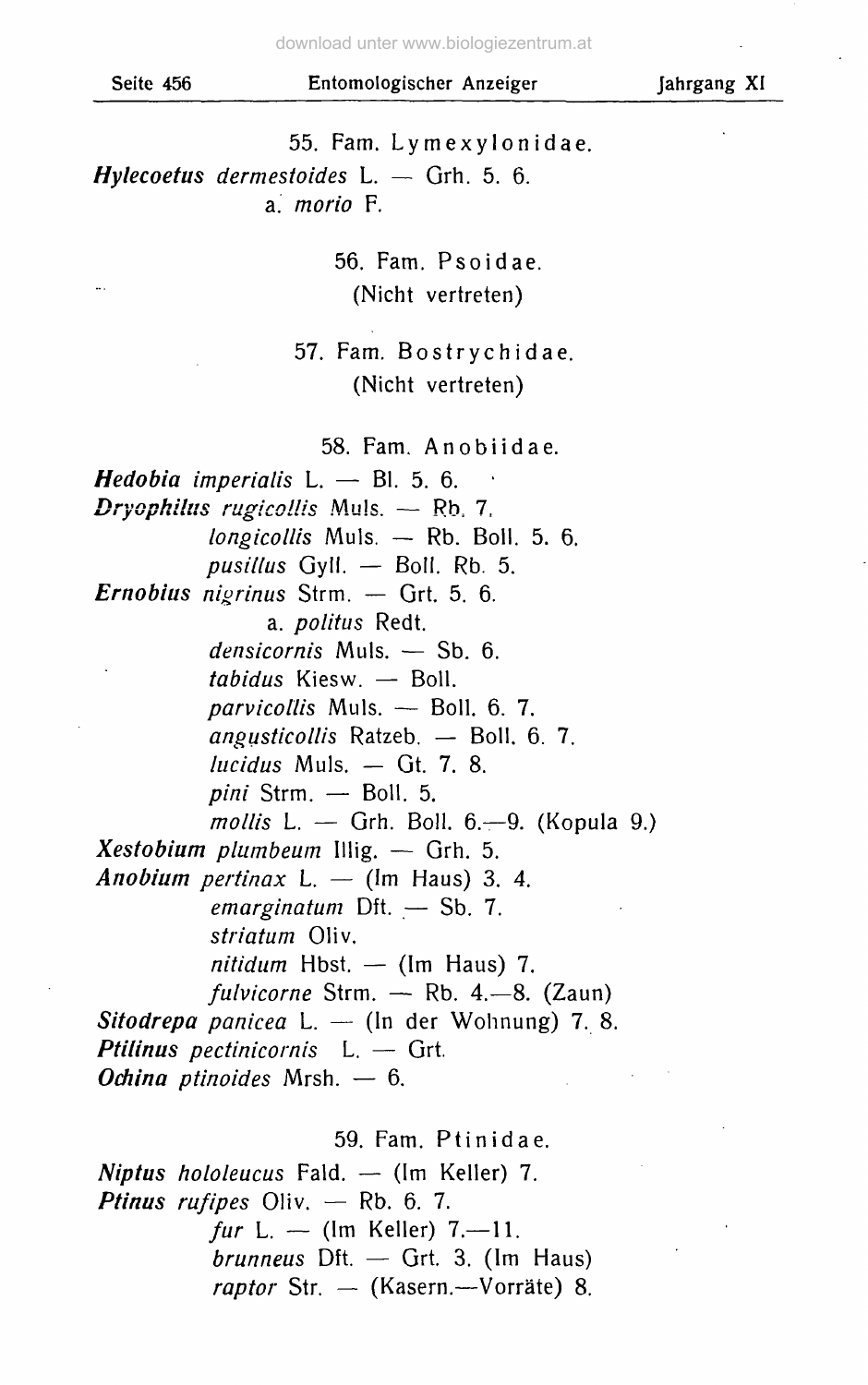## 55. Fam. Lymexylonidae.

***Hylecoetus** dermestoides* L. — Grh. 5. 6.
a. *morio* F.

## 56. Fam. Psoidae.

(Nicht vertreten)

## 57. Fam. Bostrychidae.

(Nicht vertreten)

## 58. Fam. Anobiidae.

***Hedobia** imperialis* L. — Bl. 5. 6.
***Dryophilus** rugicollis* Muls. — Rb. 7.
*longicollis* Muls. — Rb. Boll. 5. 6.
*pusillus* Gyll. — Boll. Rb. 5.
***Ernobius** nigrinus* Strm. — Grt. 5. 6.
a. *politus* Redt.
*densicornis* Muls. — Sb. 6.
*tabidus* Kiesw. — Boll.
*parvicollis* Muls. — Boll. 6. 7.
*angusticollis* Ratzeb. — Boll. 6. 7.
*lucidus* Muls. — Gt. 7. 8.
*pini* Strm. — Boll. 5.
*mollis* L. — Grh. Boll. 6.—9. (Kopula 9.)
***Xestobium** plumbeum* Illig. — Grh. 5.
***Anobium** pertinax* L. — (Im Haus) 3. 4.
*emarginatum* Dft. — Sb. 7.
*striatum* Oliv.
*nitidum* Hbst. — (Im Haus) 7.
*fulvicorne* Strm. — Rb. 4.—8. (Zaun)
***Sitodrepa** panicea* L. — (In der Wohnung) 7. 8.
***Ptilinus** pectinicornis* L. — Grt.
***Ochina** ptinoides* Mrsh. — 6.

## 59. Fam. Ptinidae.

***Niptus** hololeucus* Fald. — (Im Keller) 7.
***Ptinus** rufipes* Oliv. — Rb. 6. 7.
*fur* L. — (Im Keller) 7.—11.
*brunneus* Dft. — Grt. 3. (Im Haus)
*raptor* Str. — (Kasern.—Vorräte) 8.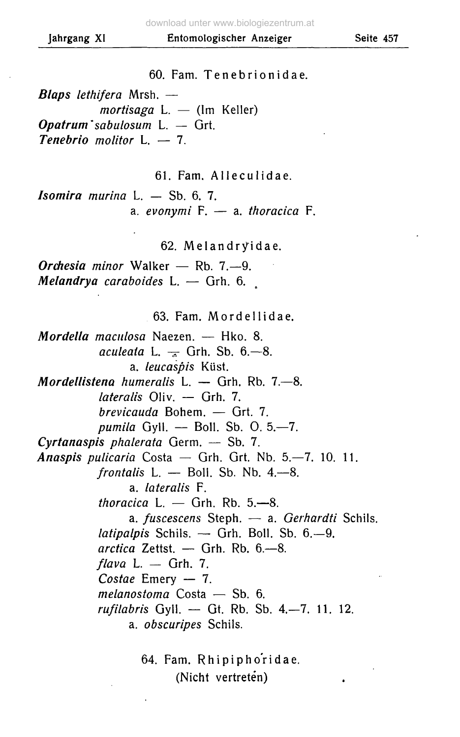### 60. Fam. Tenebrionidae.

***Blaps** lethifera* Mrsh. —
*mortisaga* L. — (Im Keller)
***Opatrum** sabulosum* L. — Grt.
***Tenebrio** molitor* L. — 7.

### 61. Fam. Alleculidae.

***Isomira** murina* L. — Sb. 6. 7.
a. *evonymi* F. — a. *thoracica* F.

### 62. Melandryidae.

***Orchesia** minor* Walker — Rb. 7.—9.
***Melandrya** caraboides* L. — Grh. 6.

### 63. Fam. Mordellidae.

***Mordella** maculosa* Naezen. — Hko. 8.
*aculeata* L. — Grh. Sb. 6.—8.
a. *leucaspis* Küst.
***Mordellistena** humeralis* L. — Grh. Rb. 7.—8.
*lateralis* Oliv. — Grh. 7.
*brevicauda* Bohem. — Grt. 7.
*pumila* Gyll. — Boll. Sb. O. 5.—7.
***Cyrtanaspis** phalerata* Germ. — Sb. 7.
***Anaspis** pulicaria* Costa — Grh. Grt. Nb. 5.—7. 10. 11.
*frontalis* L. — Boll. Sb. Nb. 4.—8.
a. *lateralis* F.
*thoracica* L. — Grh. Rb. 5.—8.
a. *fuscescens* Steph. — a. *Gerhardti* Schils.
*latipalpis* Schils. — Grh. Boll. Sb. 6.—9.
*arctica* Zettst. — Grh. Rb. 6.—8.
*flava* L. — Grh. 7.
*Costae* Emery — 7.
*melanostoma* Costa — Sb. 6.
*rufilabris* Gyll. — Gt. Rb. Sb. 4.—7. 11. 12.
a. *obscuripes* Schils.

### 64. Fam. Rhipiphoridae.

(Nicht vertreten)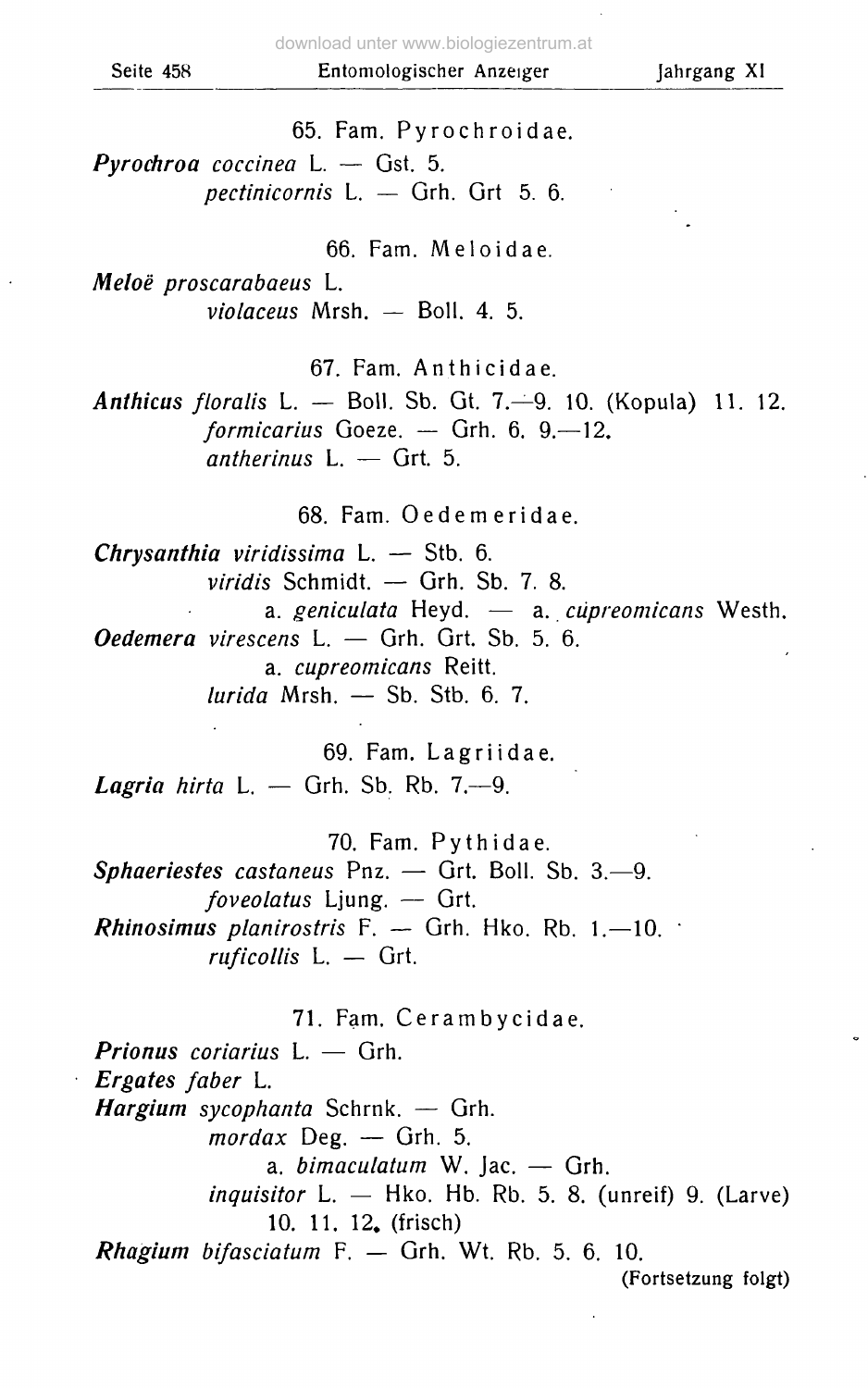### 65. Fam. Pyrochroidae.

***Pyrochroa*** *coccinea* L. — Gst. 5.
*pectinicornis* L. — Grh. Grt 5. 6.

### 66. Fam. Meloidae.

***Meloë*** *proscarabaeus* L.
*violaceus* Mrsh. — Boll. 4. 5.

### 67. Fam. Anthicidae.

***Anthicus*** *floralis* L. — Boll. Sb. Gt. 7.—9. 10. (Kopula) 11. 12.
*formicarius* Goeze. — Grh. 6. 9.—12.
*antherinus* L. — Grt. 5.

### 68. Fam. Oedemeridae.

***Chrysanthia*** *viridissima* L. — Stb. 6.
*viridis* Schmidt. — Grh. Sb. 7. 8.
a. *geniculata* Heyd. — a. *cupreomicans* Westh.
***Oedemera*** *virescens* L. — Grh. Grt. Sb. 5. 6.
a. *cupreomicans* Reitt.
*lurida* Mrsh. — Sb. Stb. 6. 7.

### 69. Fam. Lagriidae.

***Lagria*** *hirta* L. — Grh. Sb. Rb. 7.—9.

### 70. Fam. Pythidae.

***Sphaeriestes*** *castaneus* Pnz. — Grt. Boll. Sb. 3.—9.
*foveolatus* Ljung. — Grt.
***Rhinosimus*** *planirostris* F. — Grh. Hko. Rb. 1.—10.
*ruficollis* L. — Grt.

### 71. Fam. Cerambycidae.

***Prionus*** *coriarius* L. — Grh.
***Ergates*** *faber* L.
***Hargium*** *sycophanta* Schrnk. — Grh.
*mordax* Deg. — Grh. 5.
a. *bimaculatum* W. Jac. — Grh.
*inquisitor* L. — Hko. Hb. Rb. 5. 8. (unreif) 9. (Larve) 10. 11. 12. (frisch)
***Rhagium*** *bifasciatum* F. — Grh. Wt. Rb. 5. 6. 10.

(Fortsetzung folgt)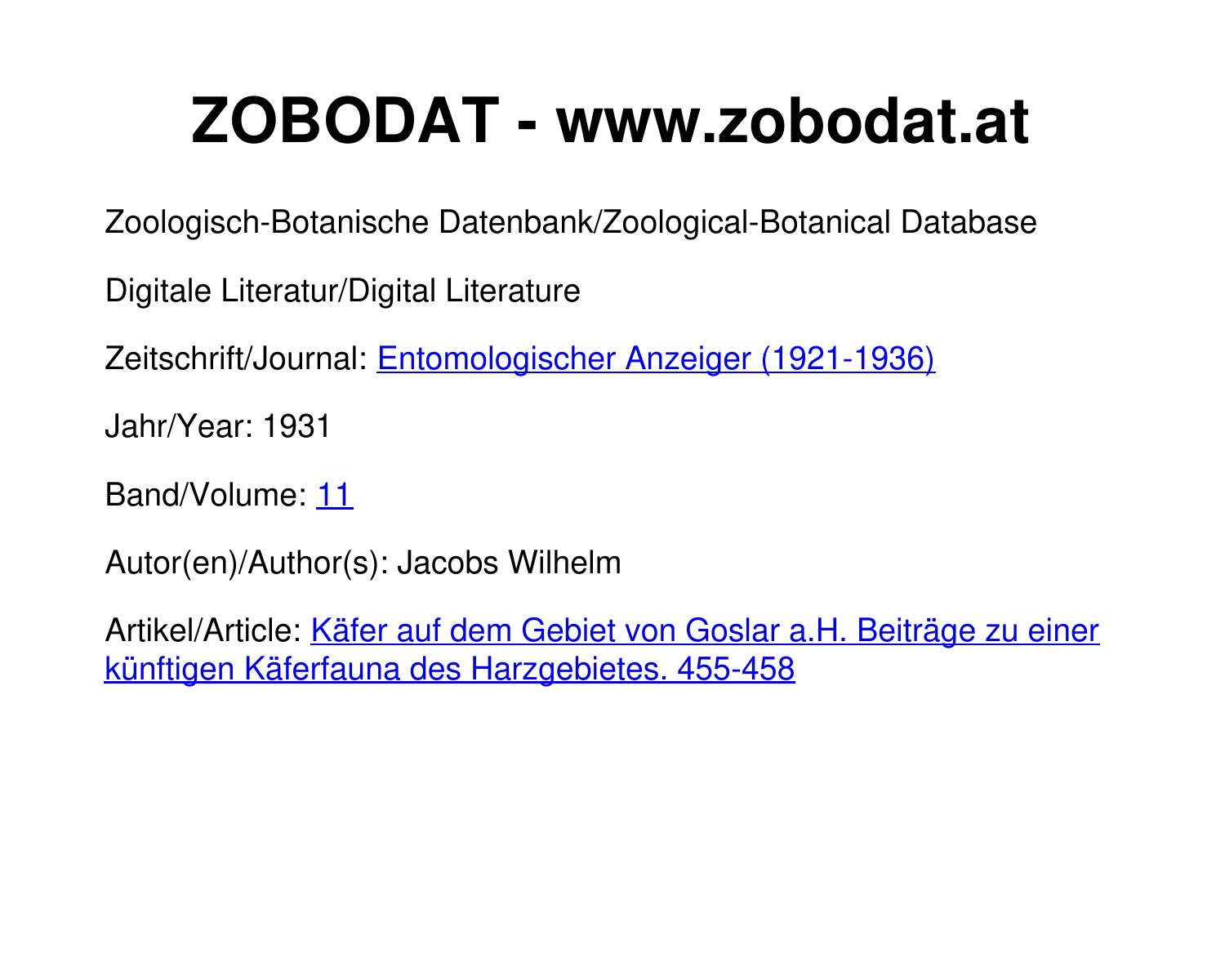# ZOBODAT - www.zobodat.at

Zoologisch-Botanische Datenbank/Zoological-Botanical Database

Digitale Literatur/Digital Literature

Zeitschrift/Journal: Entomologischer Anzeiger (1921-1936)

Jahr/Year: 1931

Band/Volume: 11

Autor(en)/Author(s): Jacobs Wilhelm

Artikel/Article: Käfer auf dem Gebiet von Goslar a.H. Beiträge zu einer künftigen Käferfauna des Harzgebietes. 455-458